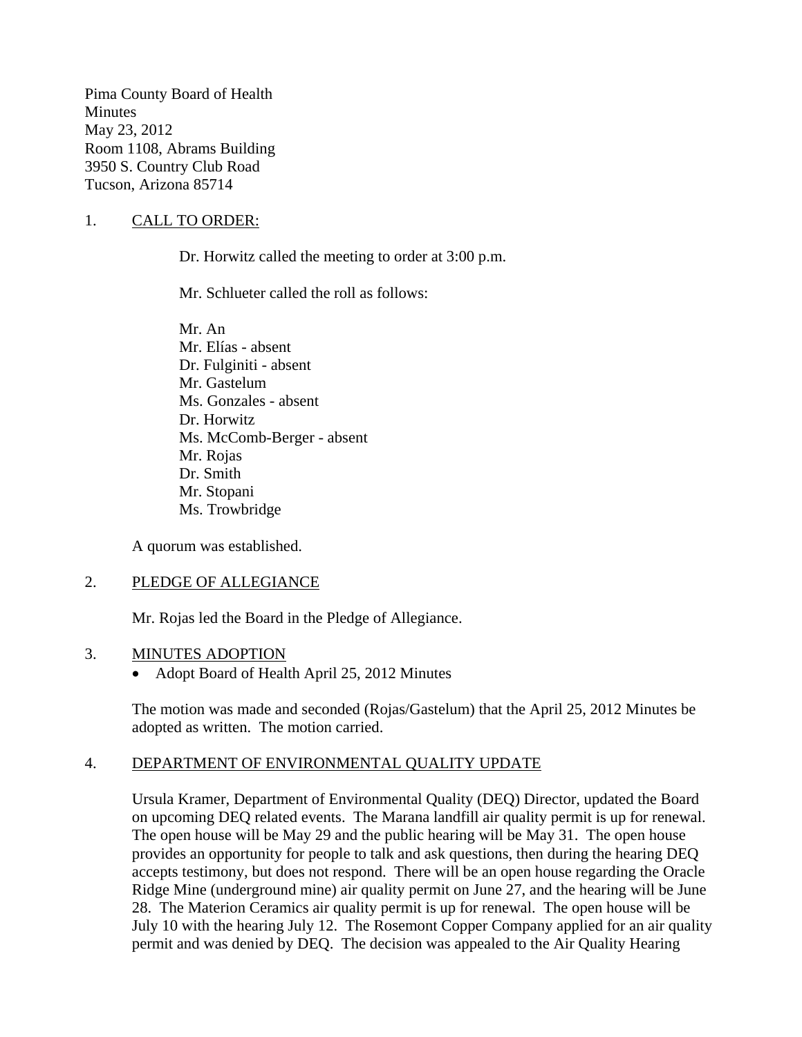Pima County Board of Health
Minutes
May 23, 2012
Room 1108, Abrams Building
3950 S. Country Club Road
Tucson, Arizona 85714

1. <u>CALL TO ORDER:</u>

   Dr. Horwitz called the meeting to order at 3:00 p.m.

   Mr. Schlueter called the roll as follows:

   Mr. An
   Mr. Elías - absent
   Dr. Fulginiti - absent
   Mr. Gastelum
   Ms. Gonzales - absent
   Dr. Horwitz
   Ms. McComb-Berger - absent
   Mr. Rojas
   Dr. Smith
   Mr. Stopani
   Ms. Trowbridge

   A quorum was established.

2. <u>PLEDGE OF ALLEGIANCE</u>

   Mr. Rojas led the Board in the Pledge of Allegiance.

3. <u>MINUTES ADOPTION</u>
   - Adopt Board of Health April 25, 2012 Minutes

   The motion was made and seconded (Rojas/Gastelum) that the April 25, 2012 Minutes be adopted as written. The motion carried.

4. <u>DEPARTMENT OF ENVIRONMENTAL QUALITY UPDATE</u>

   Ursula Kramer, Department of Environmental Quality (DEQ) Director, updated the Board on upcoming DEQ related events. The Marana landfill air quality permit is up for renewal. The open house will be May 29 and the public hearing will be May 31. The open house provides an opportunity for people to talk and ask questions, then during the hearing DEQ accepts testimony, but does not respond. There will be an open house regarding the Oracle Ridge Mine (underground mine) air quality permit on June 27, and the hearing will be June 28. The Materion Ceramics air quality permit is up for renewal. The open house will be July 10 with the hearing July 12. The Rosemont Copper Company applied for an air quality permit and was denied by DEQ. The decision was appealed to the Air Quality Hearing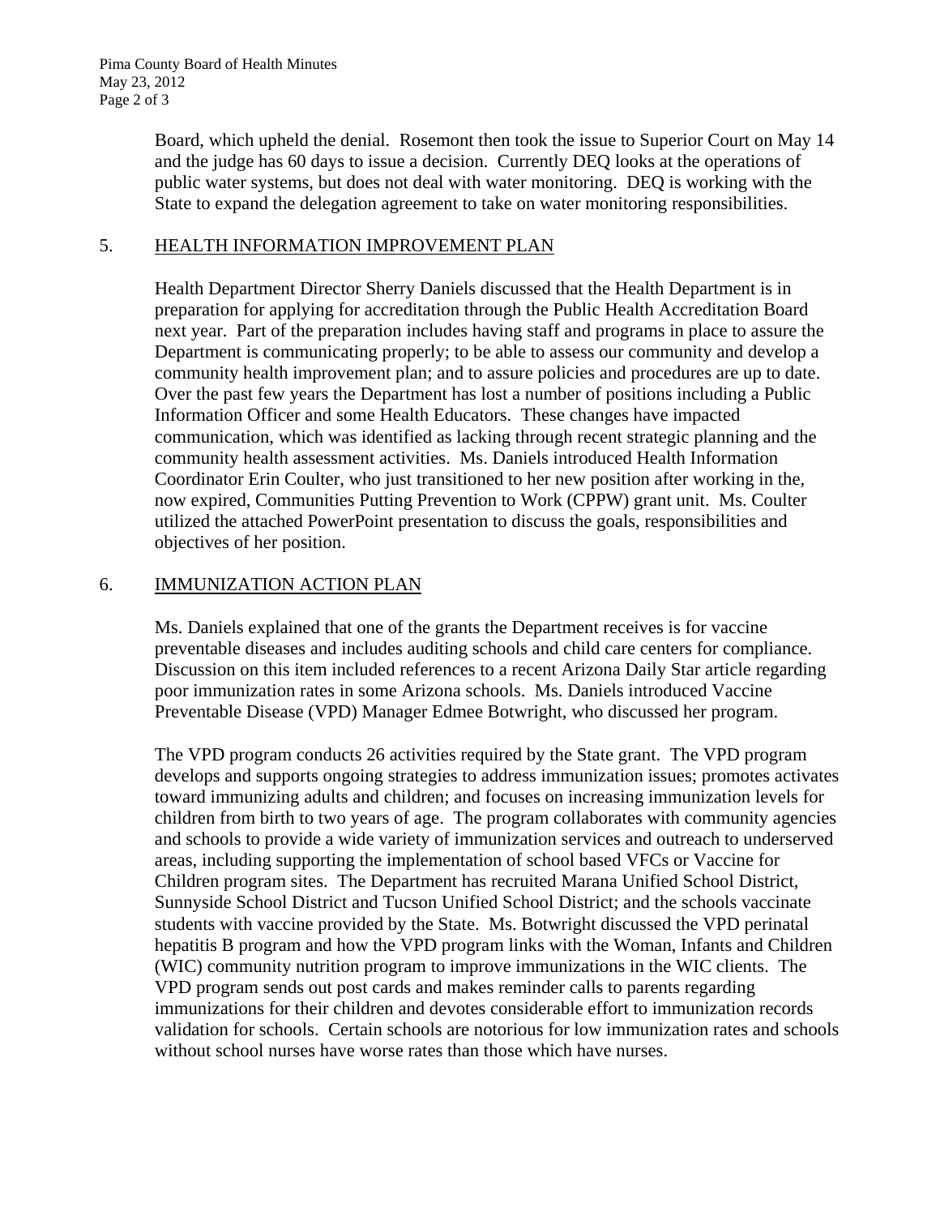Board, which upheld the denial. Rosemont then took the issue to Superior Court on May 14 and the judge has 60 days to issue a decision. Currently DEQ looks at the operations of public water systems, but does not deal with water monitoring. DEQ is working with the State to expand the delegation agreement to take on water monitoring responsibilities.

## 5. HEALTH INFORMATION IMPROVEMENT PLAN

Health Department Director Sherry Daniels discussed that the Health Department is in preparation for applying for accreditation through the Public Health Accreditation Board next year. Part of the preparation includes having staff and programs in place to assure the Department is communicating properly; to be able to assess our community and develop a community health improvement plan; and to assure policies and procedures are up to date. Over the past few years the Department has lost a number of positions including a Public Information Officer and some Health Educators. These changes have impacted communication, which was identified as lacking through recent strategic planning and the community health assessment activities. Ms. Daniels introduced Health Information Coordinator Erin Coulter, who just transitioned to her new position after working in the, now expired, Communities Putting Prevention to Work (CPPW) grant unit. Ms. Coulter utilized the attached PowerPoint presentation to discuss the goals, responsibilities and objectives of her position.

## 6. IMMUNIZATION ACTION PLAN

Ms. Daniels explained that one of the grants the Department receives is for vaccine preventable diseases and includes auditing schools and child care centers for compliance. Discussion on this item included references to a recent Arizona Daily Star article regarding poor immunization rates in some Arizona schools. Ms. Daniels introduced Vaccine Preventable Disease (VPD) Manager Edmee Botwright, who discussed her program.

The VPD program conducts 26 activities required by the State grant. The VPD program develops and supports ongoing strategies to address immunization issues; promotes activates toward immunizing adults and children; and focuses on increasing immunization levels for children from birth to two years of age. The program collaborates with community agencies and schools to provide a wide variety of immunization services and outreach to underserved areas, including supporting the implementation of school based VFCs or Vaccine for Children program sites. The Department has recruited Marana Unified School District, Sunnyside School District and Tucson Unified School District; and the schools vaccinate students with vaccine provided by the State. Ms. Botwright discussed the VPD perinatal hepatitis B program and how the VPD program links with the Woman, Infants and Children (WIC) community nutrition program to improve immunizations in the WIC clients. The VPD program sends out post cards and makes reminder calls to parents regarding immunizations for their children and devotes considerable effort to immunization records validation for schools. Certain schools are notorious for low immunization rates and schools without school nurses have worse rates than those which have nurses.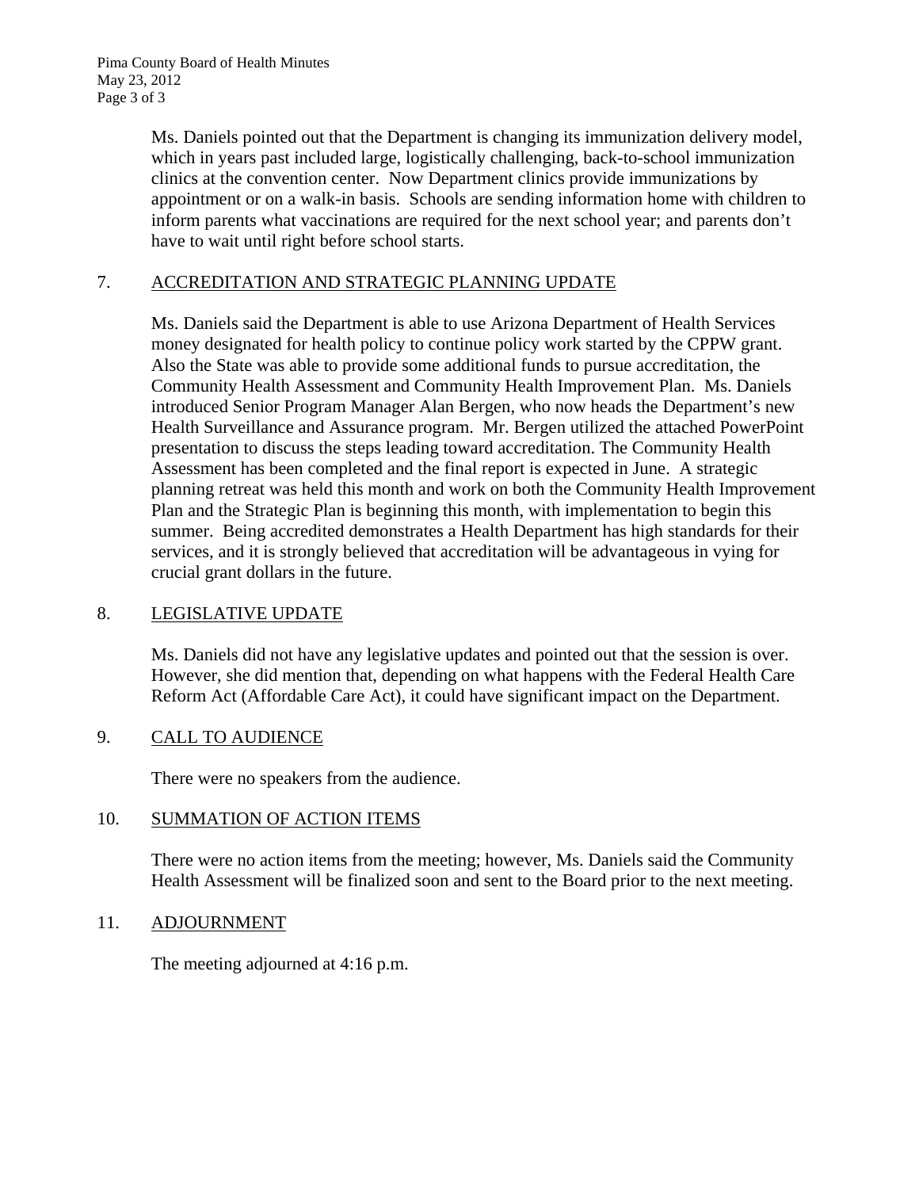Ms. Daniels pointed out that the Department is changing its immunization delivery model, which in years past included large, logistically challenging, back-to-school immunization clinics at the convention center. Now Department clinics provide immunizations by appointment or on a walk-in basis. Schools are sending information home with children to inform parents what vaccinations are required for the next school year; and parents don't have to wait until right before school starts.

## 7. ACCREDITATION AND STRATEGIC PLANNING UPDATE

Ms. Daniels said the Department is able to use Arizona Department of Health Services money designated for health policy to continue policy work started by the CPPW grant. Also the State was able to provide some additional funds to pursue accreditation, the Community Health Assessment and Community Health Improvement Plan. Ms. Daniels introduced Senior Program Manager Alan Bergen, who now heads the Department's new Health Surveillance and Assurance program. Mr. Bergen utilized the attached PowerPoint presentation to discuss the steps leading toward accreditation. The Community Health Assessment has been completed and the final report is expected in June. A strategic planning retreat was held this month and work on both the Community Health Improvement Plan and the Strategic Plan is beginning this month, with implementation to begin this summer. Being accredited demonstrates a Health Department has high standards for their services, and it is strongly believed that accreditation will be advantageous in vying for crucial grant dollars in the future.

## 8. LEGISLATIVE UPDATE

Ms. Daniels did not have any legislative updates and pointed out that the session is over. However, she did mention that, depending on what happens with the Federal Health Care Reform Act (Affordable Care Act), it could have significant impact on the Department.

## 9. CALL TO AUDIENCE

There were no speakers from the audience.

## 10. SUMMATION OF ACTION ITEMS

There were no action items from the meeting; however, Ms. Daniels said the Community Health Assessment will be finalized soon and sent to the Board prior to the next meeting.

## 11. ADJOURNMENT

The meeting adjourned at 4:16 p.m.